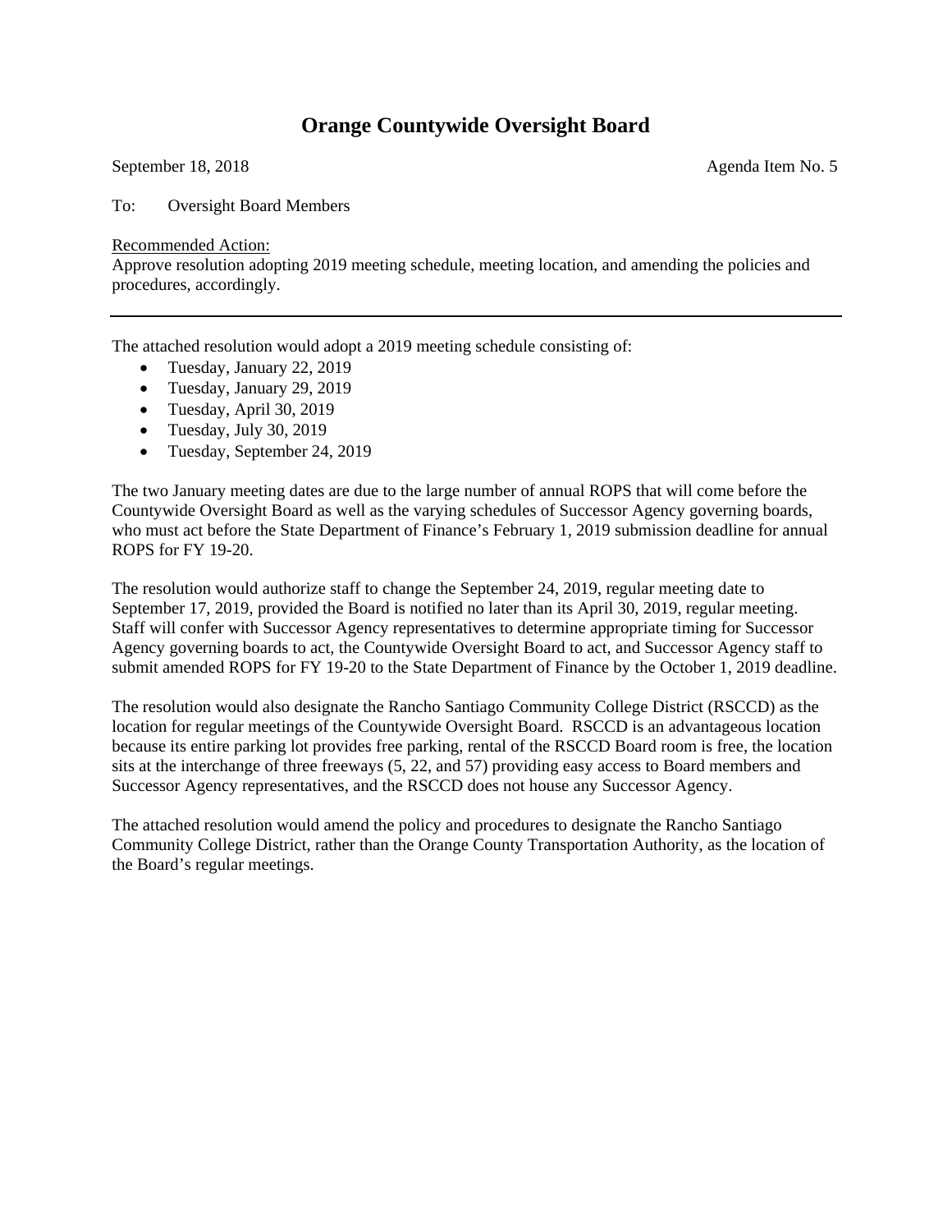# Orange Countywide Oversight Board

September 18, 2018 Agenda Item No. 5

To: Oversight Board Members

Recommended Action:
Approve resolution adopting 2019 meeting schedule, meeting location, and amending the policies and procedures, accordingly.

---

The attached resolution would adopt a 2019 meeting schedule consisting of:

- Tuesday, January 22, 2019
- Tuesday, January 29, 2019
- Tuesday, April 30, 2019
- Tuesday, July 30, 2019
- Tuesday, September 24, 2019

The two January meeting dates are due to the large number of annual ROPS that will come before the Countywide Oversight Board as well as the varying schedules of Successor Agency governing boards, who must act before the State Department of Finance's February 1, 2019 submission deadline for annual ROPS for FY 19-20.

The resolution would authorize staff to change the September 24, 2019, regular meeting date to September 17, 2019, provided the Board is notified no later than its April 30, 2019, regular meeting. Staff will confer with Successor Agency representatives to determine appropriate timing for Successor Agency governing boards to act, the Countywide Oversight Board to act, and Successor Agency staff to submit amended ROPS for FY 19-20 to the State Department of Finance by the October 1, 2019 deadline.

The resolution would also designate the Rancho Santiago Community College District (RSCCD) as the location for regular meetings of the Countywide Oversight Board. RSCCD is an advantageous location because its entire parking lot provides free parking, rental of the RSCCD Board room is free, the location sits at the interchange of three freeways (5, 22, and 57) providing easy access to Board members and Successor Agency representatives, and the RSCCD does not house any Successor Agency.

The attached resolution would amend the policy and procedures to designate the Rancho Santiago Community College District, rather than the Orange County Transportation Authority, as the location of the Board's regular meetings.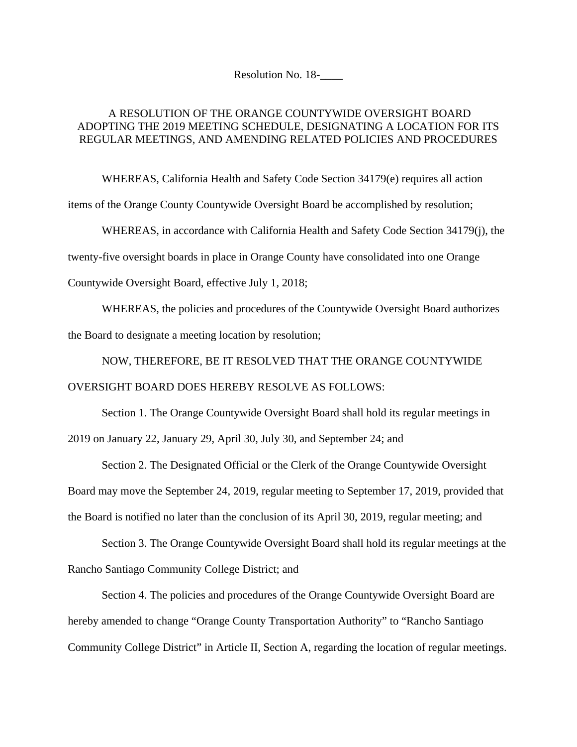Resolution No. 18-____

A RESOLUTION OF THE ORANGE COUNTYWIDE OVERSIGHT BOARD ADOPTING THE 2019 MEETING SCHEDULE, DESIGNATING A LOCATION FOR ITS REGULAR MEETINGS, AND AMENDING RELATED POLICIES AND PROCEDURES

WHEREAS, California Health and Safety Code Section 34179(e) requires all action items of the Orange County Countywide Oversight Board be accomplished by resolution;

WHEREAS, in accordance with California Health and Safety Code Section 34179(j), the twenty-five oversight boards in place in Orange County have consolidated into one Orange Countywide Oversight Board, effective July 1, 2018;

WHEREAS, the policies and procedures of the Countywide Oversight Board authorizes the Board to designate a meeting location by resolution;

NOW, THEREFORE, BE IT RESOLVED THAT THE ORANGE COUNTYWIDE OVERSIGHT BOARD DOES HEREBY RESOLVE AS FOLLOWS:

Section 1. The Orange Countywide Oversight Board shall hold its regular meetings in 2019 on January 22, January 29, April 30, July 30, and September 24; and

Section 2. The Designated Official or the Clerk of the Orange Countywide Oversight Board may move the September 24, 2019, regular meeting to September 17, 2019, provided that the Board is notified no later than the conclusion of its April 30, 2019, regular meeting; and

Section 3. The Orange Countywide Oversight Board shall hold its regular meetings at the Rancho Santiago Community College District; and

Section 4. The policies and procedures of the Orange Countywide Oversight Board are hereby amended to change "Orange County Transportation Authority" to "Rancho Santiago Community College District" in Article II, Section A, regarding the location of regular meetings.